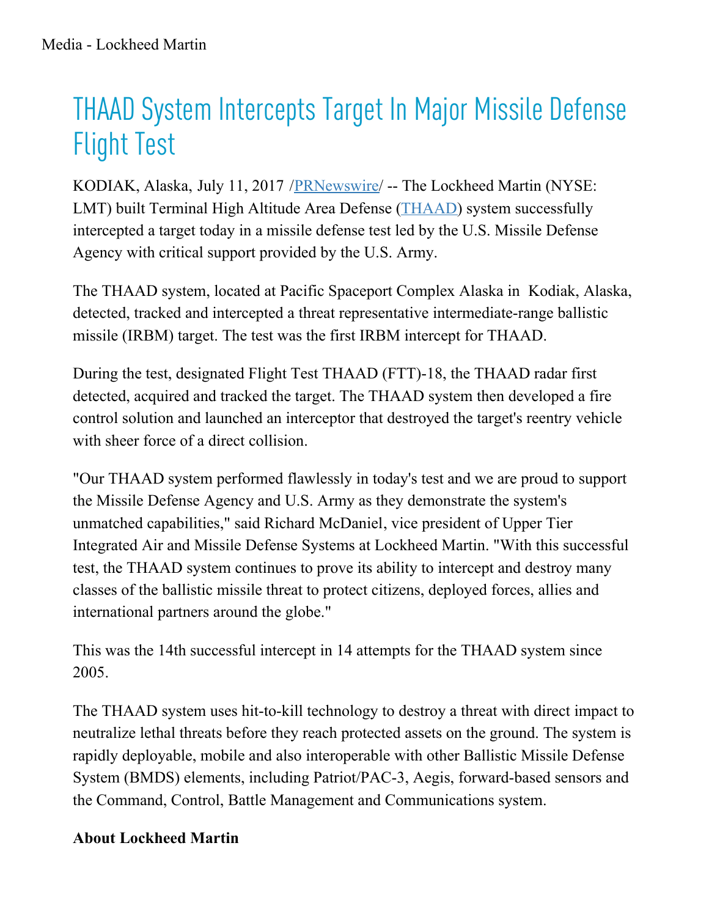# THAAD System Intercepts Target In Major Missile Defense Flight Test

KODIAK, Alaska, July 11, 2017 /PRNewswire/ -- The Lockheed Martin (NYSE: LMT) built Terminal High Altitude Area Defense (THAAD) system successfully intercepted a target today in a missile defense test led by the U.S. Missile Defense Agency with critical support provided by the U.S. Army.

The THAAD system, located at Pacific Spaceport Complex Alaska in Kodiak, Alaska, detected, tracked and intercepted a threat representative intermediate-range ballistic missile (IRBM) target. The test was the first IRBM intercept for THAAD.

During the test, designated Flight Test THAAD (FTT)-18, the THAAD radar first detected, acquired and tracked the target. The THAAD system then developed a fire control solution and launched an interceptor that destroyed the target's reentry vehicle with sheer force of a direct collision.

"Our THAAD system performed flawlessly in today's test and we are proud to support the Missile Defense Agency and U.S. Army as they demonstrate the system's unmatched capabilities," said Richard McDaniel, vice president of Upper Tier Integrated Air and Missile Defense Systems at Lockheed Martin. "With this successful test, the THAAD system continues to prove its ability to intercept and destroy many classes of the ballistic missile threat to protect citizens, deployed forces, allies and international partners around the globe."

This was the 14th successful intercept in 14 attempts for the THAAD system since 2005.

The THAAD system uses hit-to-kill technology to destroy a threat with direct impact to neutralize lethal threats before they reach protected assets on the ground. The system is rapidly deployable, mobile and also interoperable with other Ballistic Missile Defense System (BMDS) elements, including Patriot/PAC-3, Aegis, forward-based sensors and the Command, Control, Battle Management and Communications system.

**About Lockheed Martin**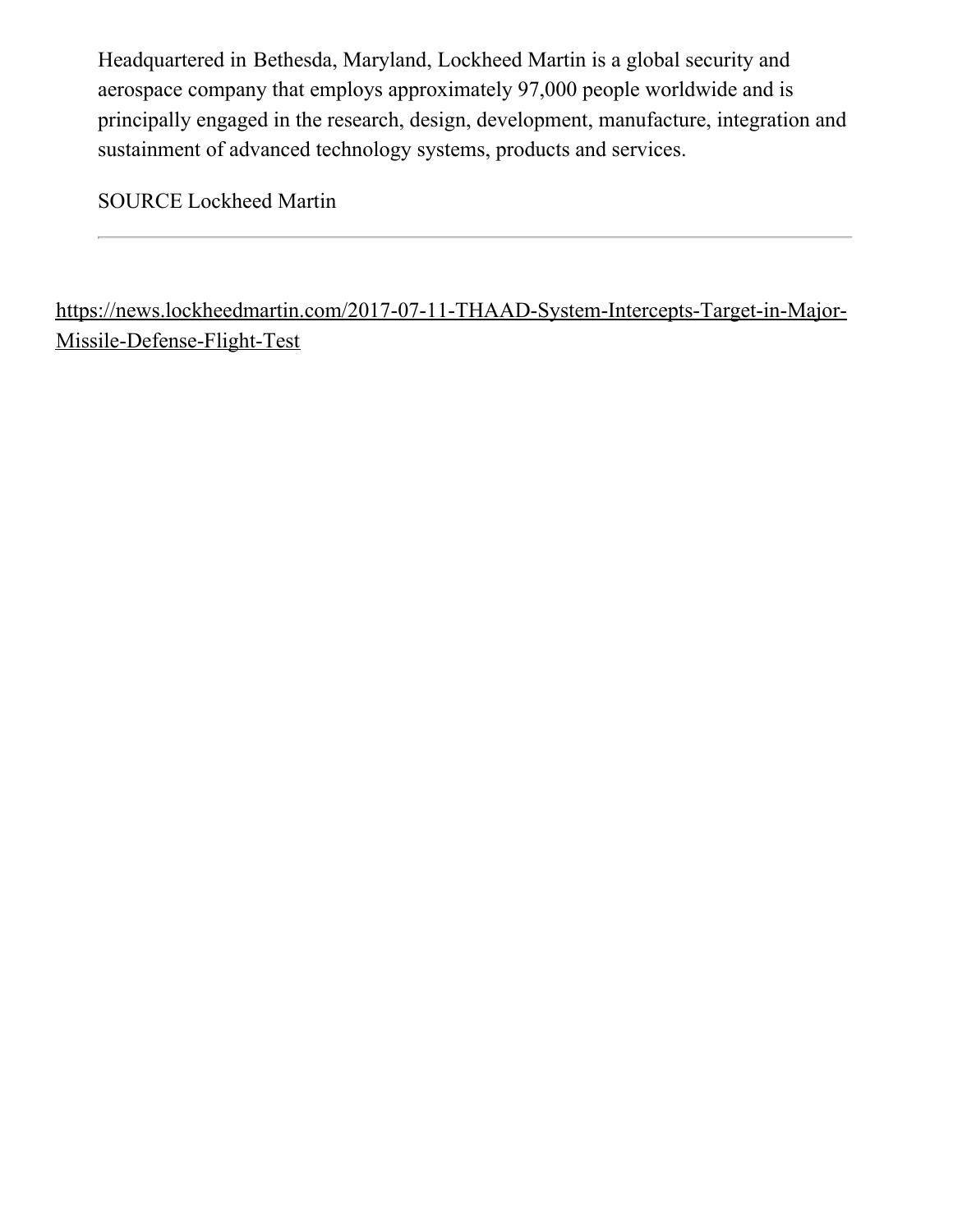Headquartered in Bethesda, Maryland, Lockheed Martin is a global security and aerospace company that employs approximately 97,000 people worldwide and is principally engaged in the research, design, development, manufacture, integration and sustainment of advanced technology systems, products and services.

SOURCE Lockheed Martin

---

https://news.lockheedmartin.com/2017-07-11-THAAD-System-Intercepts-Target-in-Major-Missile-Defense-Flight-Test